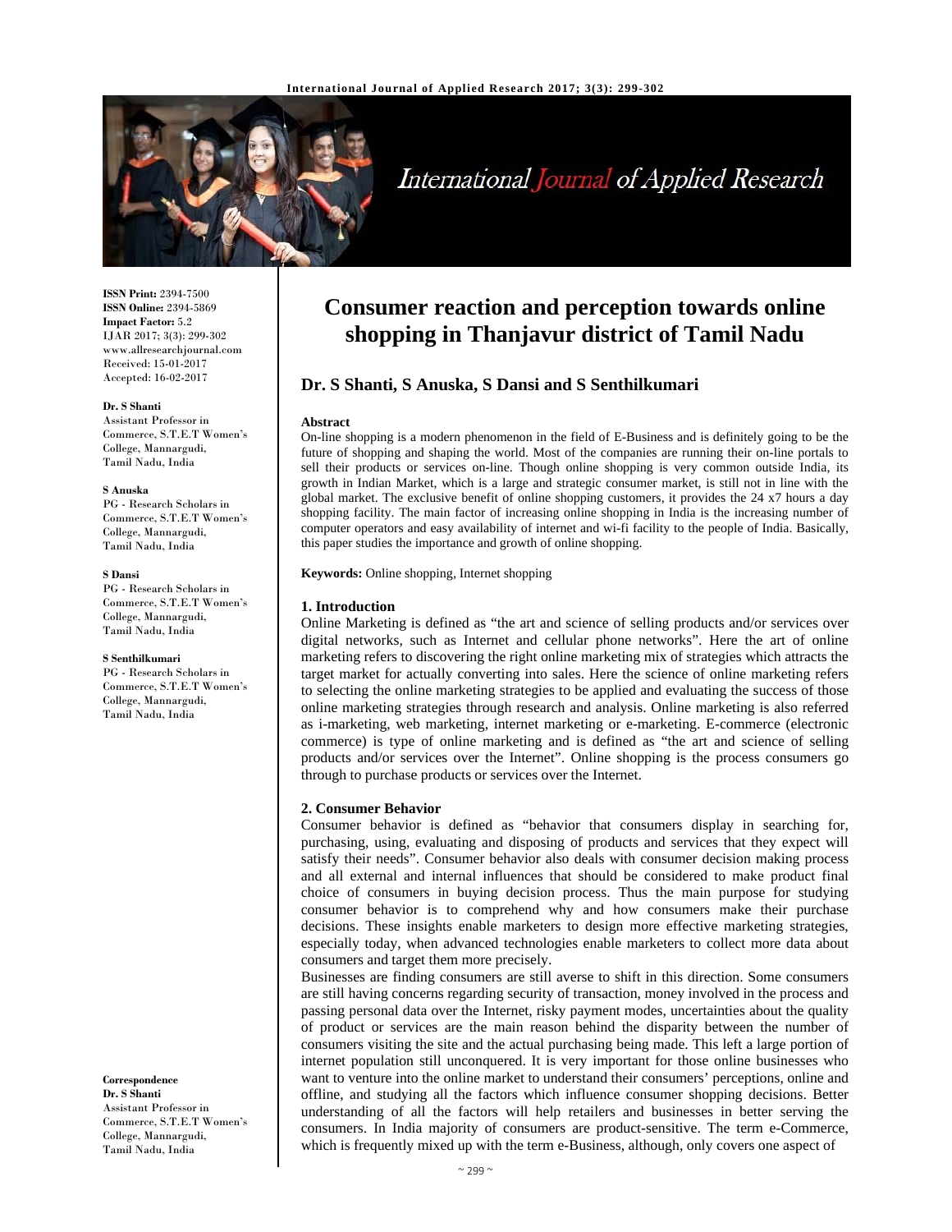# Consumer reaction and perception towards online shopping in Thanjavur district of Tamil Nadu

## Dr. S Shanti, S Anuska, S Dansi and S Senthilkumari

**ISSN Print:** 2394-7500
**ISSN Online:** 2394-5869
**Impact Factor:** 5.2
IJAR 2017; 3(3): 299-302
www.allresearchjournal.com
Received: 15-01-2017
Accepted: 16-02-2017

**Dr. S Shanti**
Assistant Professor in Commerce, S.T.E.T Women's College, Mannargudi, Tamil Nadu, India

**S Anuska**
PG - Research Scholars in Commerce, S.T.E.T Women's College, Mannargudi, Tamil Nadu, India

**S Dansi**
PG - Research Scholars in Commerce, S.T.E.T Women's College, Mannargudi, Tamil Nadu, India

**S Senthilkumari**
PG - Research Scholars in Commerce, S.T.E.T Women's College, Mannargudi, Tamil Nadu, India

**Correspondence**
**Dr. S Shanti**
Assistant Professor in Commerce, S.T.E.T Women's College, Mannargudi, Tamil Nadu, India

**Abstract**

On-line shopping is a modern phenomenon in the field of E-Business and is definitely going to be the future of shopping and shaping the world. Most of the companies are running their on-line portals to sell their products or services on-line. Though online shopping is very common outside India, its growth in Indian Market, which is a large and strategic consumer market, is still not in line with the global market. The exclusive benefit of online shopping customers, it provides the 24 x7 hours a day shopping facility. The main factor of increasing online shopping in India is the increasing number of computer operators and easy availability of internet and wi-fi facility to the people of India. Basically, this paper studies the importance and growth of online shopping.

**Keywords:** Online shopping, Internet shopping

### 1. Introduction

Online Marketing is defined as "the art and science of selling products and/or services over digital networks, such as Internet and cellular phone networks". Here the art of online marketing refers to discovering the right online marketing mix of strategies which attracts the target market for actually converting into sales. Here the science of online marketing refers to selecting the online marketing strategies to be applied and evaluating the success of those online marketing strategies through research and analysis. Online marketing is also referred as i-marketing, web marketing, internet marketing or e-marketing. E-commerce (electronic commerce) is type of online marketing and is defined as "the art and science of selling products and/or services over the Internet". Online shopping is the process consumers go through to purchase products or services over the Internet.

### 2. Consumer Behavior

Consumer behavior is defined as "behavior that consumers display in searching for, purchasing, using, evaluating and disposing of products and services that they expect will satisfy their needs". Consumer behavior also deals with consumer decision making process and all external and internal influences that should be considered to make product final choice of consumers in buying decision process. Thus the main purpose for studying consumer behavior is to comprehend why and how consumers make their purchase decisions. These insights enable marketers to design more effective marketing strategies, especially today, when advanced technologies enable marketers to collect more data about consumers and target them more precisely.

Businesses are finding consumers are still averse to shift in this direction. Some consumers are still having concerns regarding security of transaction, money involved in the process and passing personal data over the Internet, risky payment modes, uncertainties about the quality of product or services are the main reason behind the disparity between the number of consumers visiting the site and the actual purchasing being made. This left a large portion of internet population still unconquered. It is very important for those online businesses who want to venture into the online market to understand their consumers' perceptions, online and offline, and studying all the factors which influence consumer shopping decisions. Better understanding of all the factors will help retailers and businesses in better serving the consumers. In India majority of consumers are product-sensitive. The term e-Commerce, which is frequently mixed up with the term e-Business, although, only covers one aspect of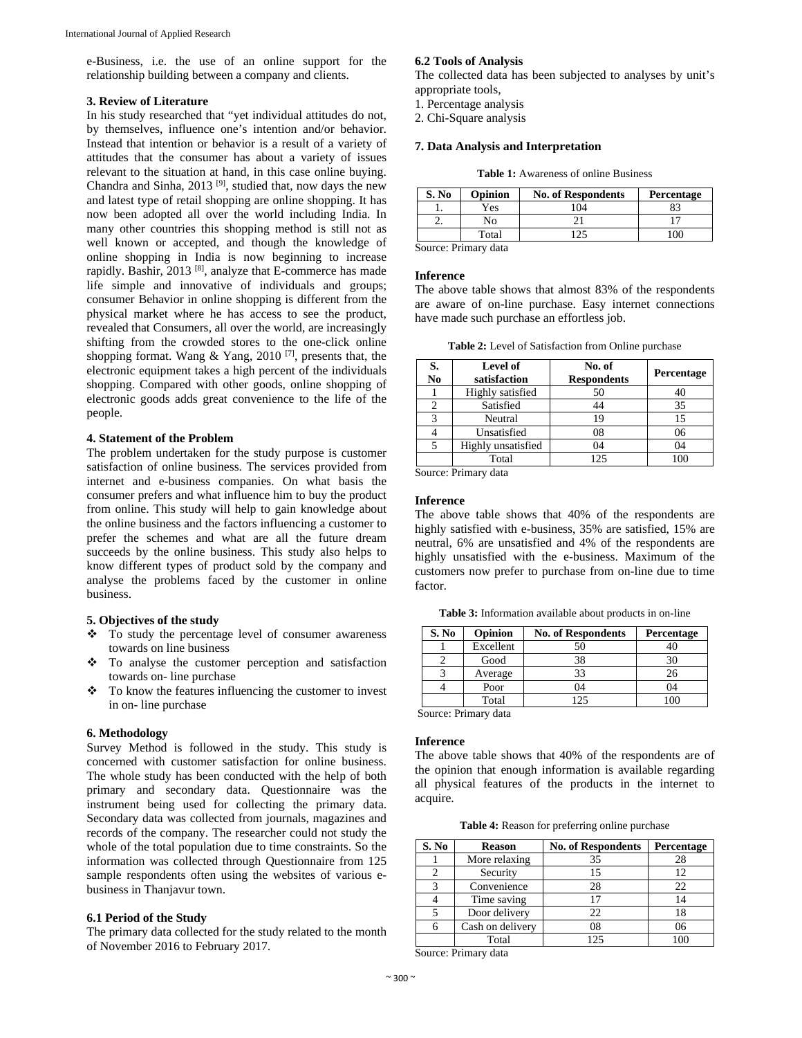e-Business, i.e. the use of an online support for the relationship building between a company and clients.

### 3. Review of Literature

In his study researched that "yet individual attitudes do not, by themselves, influence one's intention and/or behavior. Instead that intention or behavior is a result of a variety of attitudes that the consumer has about a variety of issues relevant to the situation at hand, in this case online buying. Chandra and Sinha, 2013 [9], studied that, now days the new and latest type of retail shopping are online shopping. It has now been adopted all over the world including India. In many other countries this shopping method is still not as well known or accepted, and though the knowledge of online shopping in India is now beginning to increase rapidly. Bashir, 2013 [8], analyze that E-commerce has made life simple and innovative of individuals and groups; consumer Behavior in online shopping is different from the physical market where he has access to see the product, revealed that Consumers, all over the world, are increasingly shifting from the crowded stores to the one-click online shopping format. Wang & Yang, 2010 [7], presents that, the electronic equipment takes a high percent of the individuals shopping. Compared with other goods, online shopping of electronic goods adds great convenience to the life of the people.

### 4. Statement of the Problem

The problem undertaken for the study purpose is customer satisfaction of online business. The services provided from internet and e-business companies. On what basis the consumer prefers and what influence him to buy the product from online. This study will help to gain knowledge about the online business and the factors influencing a customer to prefer the schemes and what are all the future dream succeeds by the online business. This study also helps to know different types of product sold by the company and analyse the problems faced by the customer in online business.

### 5. Objectives of the study

- To study the percentage level of consumer awareness towards on line business
- To analyse the customer perception and satisfaction towards on- line purchase
- To know the features influencing the customer to invest in on- line purchase

### 6. Methodology

Survey Method is followed in the study. This study is concerned with customer satisfaction for online business. The whole study has been conducted with the help of both primary and secondary data. Questionnaire was the instrument being used for collecting the primary data. Secondary data was collected from journals, magazines and records of the company. The researcher could not study the whole of the total population due to time constraints. So the information was collected through Questionnaire from 125 sample respondents often using the websites of various e-business in Thanjavur town.

### 6.1 Period of the Study

The primary data collected for the study related to the month of November 2016 to February 2017.

### 6.2 Tools of Analysis

The collected data has been subjected to analyses by unit's appropriate tools,

1. Percentage analysis
2. Chi-Square analysis

### 7. Data Analysis and Interpretation

**Table 1:** Awareness of online Business

| S. No | Opinion | No. of Respondents | Percentage |
|---|---|---|---|
| 1. | Yes | 104 | 83 |
| 2. | No | 21 | 17 |
| | Total | 125 | 100 |

Source: Primary data

**Inference**

The above table shows that almost 83% of the respondents are aware of on-line purchase. Easy internet connections have made such purchase an effortless job.

**Table 2:** Level of Satisfaction from Online purchase

| S. No | Level of satisfaction | No. of Respondents | Percentage |
|---|---|---|---|
| 1 | Highly satisfied | 50 | 40 |
| 2 | Satisfied | 44 | 35 |
| 3 | Neutral | 19 | 15 |
| 4 | Unsatisfied | 08 | 06 |
| 5 | Highly unsatisfied | 04 | 04 |
| | Total | 125 | 100 |

Source: Primary data

**Inference**

The above table shows that 40% of the respondents are highly satisfied with e-business, 35% are satisfied, 15% are neutral, 6% are unsatisfied and 4% of the respondents are highly unsatisfied with the e-business. Maximum of the customers now prefer to purchase from on-line due to time factor.

**Table 3:** Information available about products in on-line

| S. No | Opinion | No. of Respondents | Percentage |
|---|---|---|---|
| 1 | Excellent | 50 | 40 |
| 2 | Good | 38 | 30 |
| 3 | Average | 33 | 26 |
| 4 | Poor | 04 | 04 |
| | Total | 125 | 100 |

Source: Primary data

**Inference**

The above table shows that 40% of the respondents are of the opinion that enough information is available regarding all physical features of the products in the internet to acquire.

**Table 4:** Reason for preferring online purchase

| S. No | Reason | No. of Respondents | Percentage |
|---|---|---|---|
| 1 | More relaxing | 35 | 28 |
| 2 | Security | 15 | 12 |
| 3 | Convenience | 28 | 22 |
| 4 | Time saving | 17 | 14 |
| 5 | Door delivery | 22 | 18 |
| 6 | Cash on delivery | 08 | 06 |
| | Total | 125 | 100 |

Source: Primary data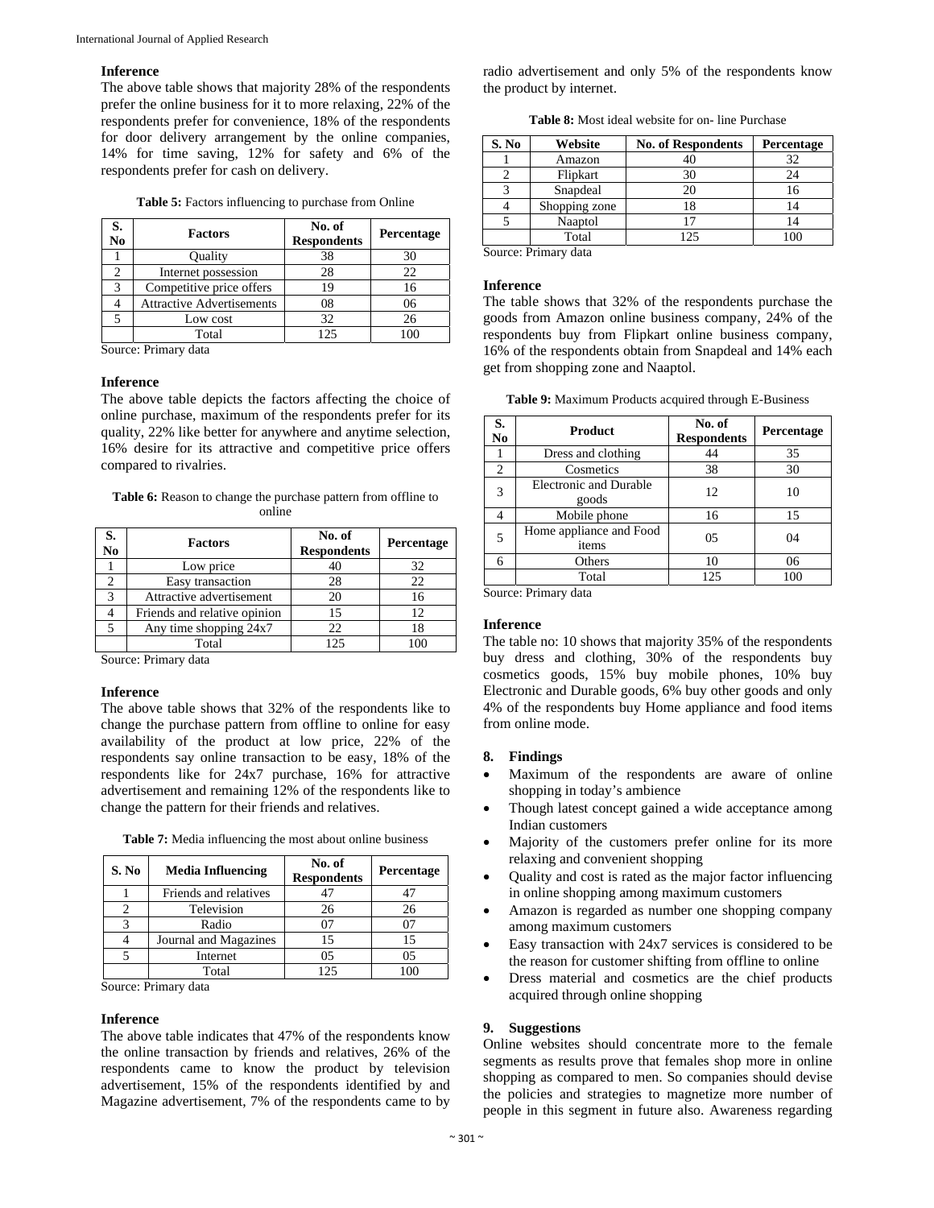**Inference**

The above table shows that majority 28% of the respondents prefer the online business for it to more relaxing, 22% of the respondents prefer for convenience, 18% of the respondents for door delivery arrangement by the online companies, 14% for time saving, 12% for safety and 6% of the respondents prefer for cash on delivery.

**Table 5:** Factors influencing to purchase from Online

| S. No | Factors | No. of Respondents | Percentage |
|---|---|---|---|
| 1 | Quality | 38 | 30 |
| 2 | Internet possession | 28 | 22 |
| 3 | Competitive price offers | 19 | 16 |
| 4 | Attractive Advertisements | 08 | 06 |
| 5 | Low cost | 32 | 26 |
| | Total | 125 | 100 |

Source: Primary data

**Inference**

The above table depicts the factors affecting the choice of online purchase, maximum of the respondents prefer for its quality, 22% like better for anywhere and anytime selection, 16% desire for its attractive and competitive price offers compared to rivalries.

**Table 6:** Reason to change the purchase pattern from offline to online

| S. No | Factors | No. of Respondents | Percentage |
|---|---|---|---|
| 1 | Low price | 40 | 32 |
| 2 | Easy transaction | 28 | 22 |
| 3 | Attractive advertisement | 20 | 16 |
| 4 | Friends and relative opinion | 15 | 12 |
| 5 | Any time shopping 24x7 | 22 | 18 |
| | Total | 125 | 100 |

Source: Primary data

**Inference**

The above table shows that 32% of the respondents like to change the purchase pattern from offline to online for easy availability of the product at low price, 22% of the respondents say online transaction to be easy, 18% of the respondents like for 24x7 purchase, 16% for attractive advertisement and remaining 12% of the respondents like to change the pattern for their friends and relatives.

**Table 7:** Media influencing the most about online business

| S. No | Media Influencing | No. of Respondents | Percentage |
|---|---|---|---|
| 1 | Friends and relatives | 47 | 47 |
| 2 | Television | 26 | 26 |
| 3 | Radio | 07 | 07 |
| 4 | Journal and Magazines | 15 | 15 |
| 5 | Internet | 05 | 05 |
| | Total | 125 | 100 |

Source: Primary data

**Inference**

The above table indicates that 47% of the respondents know the online transaction by friends and relatives, 26% of the respondents came to know the product by television advertisement, 15% of the respondents identified by and Magazine advertisement, 7% of the respondents came to by radio advertisement and only 5% of the respondents know the product by internet.

**Table 8:** Most ideal website for on- line Purchase

| S. No | Website | No. of Respondents | Percentage |
|---|---|---|---|
| 1 | Amazon | 40 | 32 |
| 2 | Flipkart | 30 | 24 |
| 3 | Snapdeal | 20 | 16 |
| 4 | Shopping zone | 18 | 14 |
| 5 | Naaptol | 17 | 14 |
| | Total | 125 | 100 |

Source: Primary data

**Inference**

The table shows that 32% of the respondents purchase the goods from Amazon online business company, 24% of the respondents buy from Flipkart online business company, 16% of the respondents obtain from Snapdeal and 14% each get from shopping zone and Naaptol.

**Table 9:** Maximum Products acquired through E-Business

| S. No | Product | No. of Respondents | Percentage |
|---|---|---|---|
| 1 | Dress and clothing | 44 | 35 |
| 2 | Cosmetics | 38 | 30 |
| 3 | Electronic and Durable goods | 12 | 10 |
| 4 | Mobile phone | 16 | 15 |
| 5 | Home appliance and Food items | 05 | 04 |
| 6 | Others | 10 | 06 |
| | Total | 125 | 100 |

Source: Primary data

**Inference**

The table no: 10 shows that majority 35% of the respondents buy dress and clothing, 30% of the respondents buy cosmetics goods, 15% buy mobile phones, 10% buy Electronic and Durable goods, 6% buy other goods and only 4% of the respondents buy Home appliance and food items from online mode.

## 8. Findings

- Maximum of the respondents are aware of online shopping in today's ambience
- Though latest concept gained a wide acceptance among Indian customers
- Majority of the customers prefer online for its more relaxing and convenient shopping
- Quality and cost is rated as the major factor influencing in online shopping among maximum customers
- Amazon is regarded as number one shopping company among maximum customers
- Easy transaction with 24x7 services is considered to be the reason for customer shifting from offline to online
- Dress material and cosmetics are the chief products acquired through online shopping

## 9. Suggestions

Online websites should concentrate more to the female segments as results prove that females shop more in online shopping as compared to men. So companies should devise the policies and strategies to magnetize more number of people in this segment in future also. Awareness regarding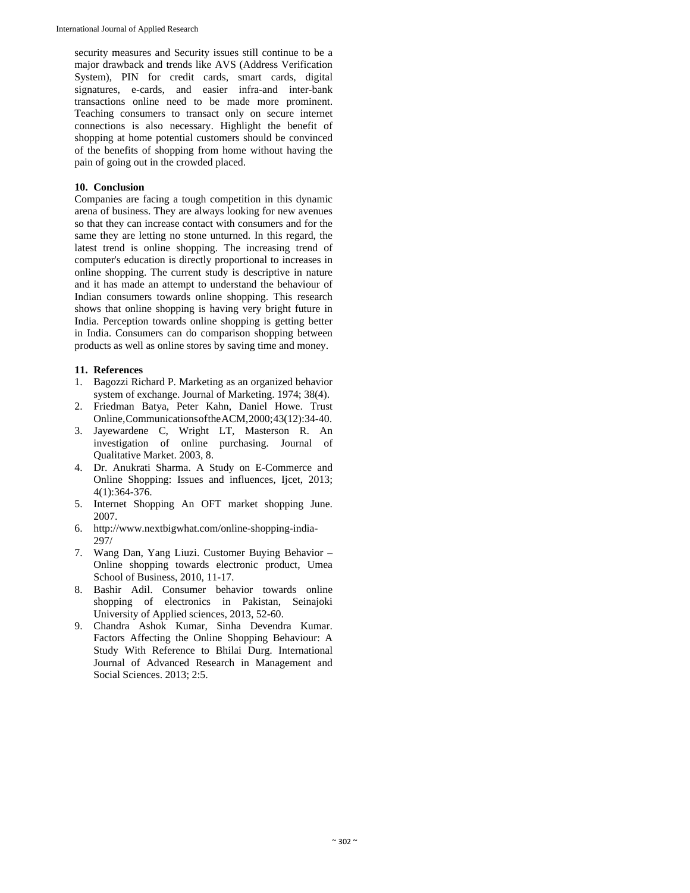security measures and Security issues still continue to be a major drawback and trends like AVS (Address Verification System), PIN for credit cards, smart cards, digital signatures, e-cards, and easier infra-and inter-bank transactions online need to be made more prominent. Teaching consumers to transact only on secure internet connections is also necessary. Highlight the benefit of shopping at home potential customers should be convinced of the benefits of shopping from home without having the pain of going out in the crowded placed.

## 10. Conclusion

Companies are facing a tough competition in this dynamic arena of business. They are always looking for new avenues so that they can increase contact with consumers and for the same they are letting no stone unturned. In this regard, the latest trend is online shopping. The increasing trend of computer's education is directly proportional to increases in online shopping. The current study is descriptive in nature and it has made an attempt to understand the behaviour of Indian consumers towards online shopping. This research shows that online shopping is having very bright future in India. Perception towards online shopping is getting better in India. Consumers can do comparison shopping between products as well as online stores by saving time and money.

## 11. References

1. Bagozzi Richard P. Marketing as an organized behavior system of exchange. Journal of Marketing. 1974; 38(4).
2. Friedman Batya, Peter Kahn, Daniel Howe. Trust Online,CommunicationsoftheACM,2000;43(12):34-40.
3. Jayewardene C, Wright LT, Masterson R. An investigation of online purchasing. Journal of Qualitative Market. 2003, 8.
4. Dr. Anukrati Sharma. A Study on E-Commerce and Online Shopping: Issues and influences, Ijcet, 2013; 4(1):364-376.
5. Internet Shopping An OFT market shopping June. 2007.
6. http://www.nextbigwhat.com/online-shopping-india-297/
7. Wang Dan, Yang Liuzi. Customer Buying Behavior – Online shopping towards electronic product, Umea School of Business, 2010, 11-17.
8. Bashir Adil. Consumer behavior towards online shopping of electronics in Pakistan, Seinajoki University of Applied sciences, 2013, 52-60.
9. Chandra Ashok Kumar, Sinha Devendra Kumar. Factors Affecting the Online Shopping Behaviour: A Study With Reference to Bhilai Durg. International Journal of Advanced Research in Management and Social Sciences. 2013; 2:5.